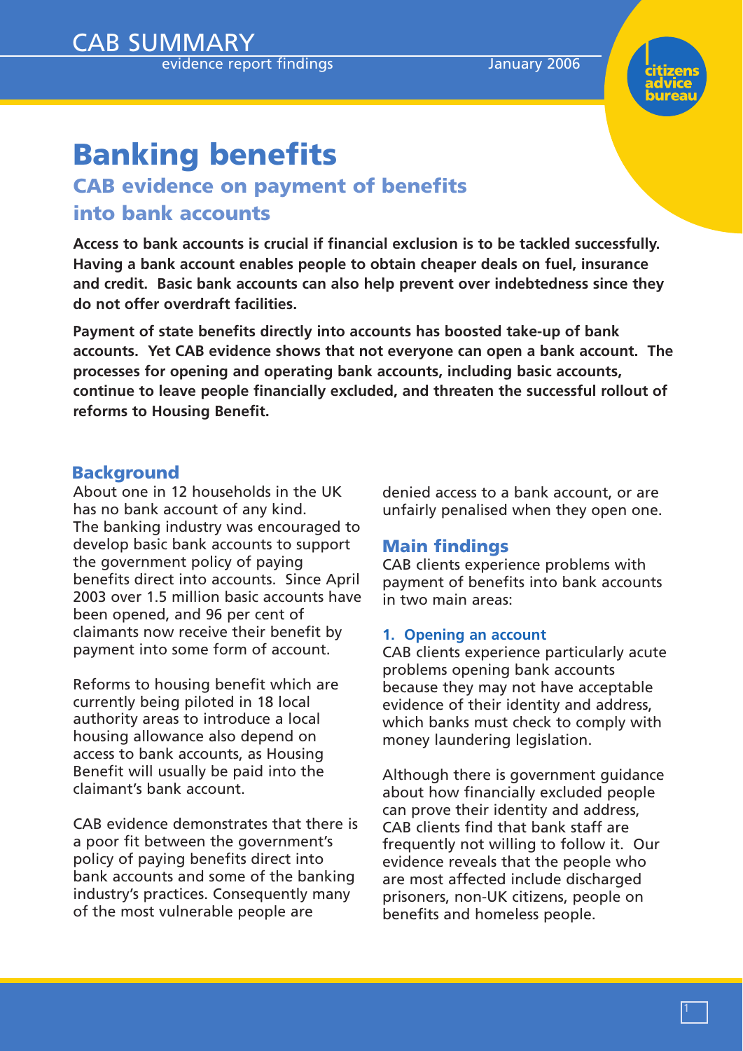CAB SUMMARY

evidence report findings

January 2006

# Banking benefits

## CAB evidence on payment of benefits into bank accounts

**Access to bank accounts is crucial if financial exclusion is to be tackled successfully. Having a bank account enables people to obtain cheaper deals on fuel, insurance and credit. Basic bank accounts can also help prevent over indebtedness since they do not offer overdraft facilities.**

**Payment of state benefits directly into accounts has boosted take-up of bank accounts. Yet CAB evidence shows that not everyone can open a bank account. The processes for opening and operating bank accounts, including basic accounts, continue to leave people financially excluded, and threaten the successful rollout of reforms to Housing Benefit.**

### Background

About one in 12 households in the UK has no bank account of any kind. The banking industry was encouraged to develop basic bank accounts to support the government policy of paying benefits direct into accounts. Since April 2003 over 1.5 million basic accounts have been opened, and 96 per cent of claimants now receive their benefit by payment into some form of account.

Reforms to housing benefit which are currently being piloted in 18 local authority areas to introduce a local housing allowance also depend on access to bank accounts, as Housing Benefit will usually be paid into the claimant's bank account.

CAB evidence demonstrates that there is a poor fit between the government's policy of paying benefits direct into bank accounts and some of the banking industry's practices. Consequently many of the most vulnerable people are denied access to a bank account, or are unfairly penalised when they open one.

### Main findings

CAB clients experience problems with payment of benefits into bank accounts in two main areas:

#### 1. Opening an account

CAB clients experience particularly acute problems opening bank accounts because they may not have acceptable evidence of their identity and address, which banks must check to comply with money laundering legislation.

Although there is government guidance about how financially excluded people can prove their identity and address, CAB clients find that bank staff are frequently not willing to follow it. Our evidence reveals that the people who are most affected include discharged prisoners, non-UK citizens, people on benefits and homeless people.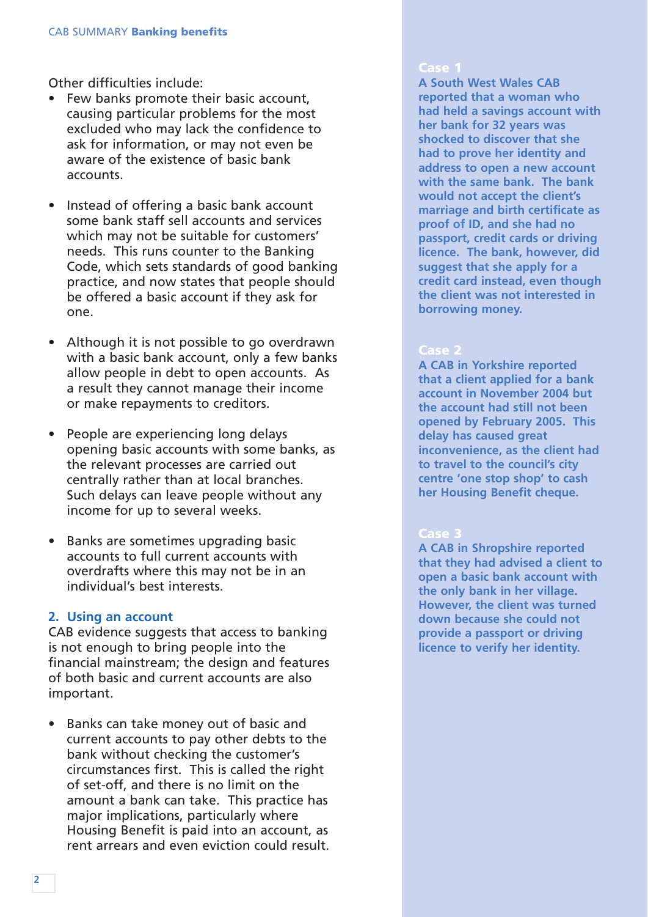Other difficulties include:

- Few banks promote their basic account, causing particular problems for the most excluded who may lack the confidence to ask for information, or may not even be aware of the existence of basic bank accounts.
- Instead of offering a basic bank account some bank staff sell accounts and services which may not be suitable for customers' needs. This runs counter to the Banking Code, which sets standards of good banking practice, and now states that people should be offered a basic account if they ask for one.
- Although it is not possible to go overdrawn with a basic bank account, only a few banks allow people in debt to open accounts. As a result they cannot manage their income or make repayments to creditors.
- People are experiencing long delays opening basic accounts with some banks, as the relevant processes are carried out centrally rather than at local branches. Such delays can leave people without any income for up to several weeks.
- Banks are sometimes upgrading basic accounts to full current accounts with overdrafts where this may not be in an individual's best interests.

## 2. Using an account

CAB evidence suggests that access to banking is not enough to bring people into the financial mainstream; the design and features of both basic and current accounts are also important.

- Banks can take money out of basic and current accounts to pay other debts to the bank without checking the customer's circumstances first. This is called the right of set-off, and there is no limit on the amount a bank can take. This practice has major implications, particularly where Housing Benefit is paid into an account, as rent arrears and even eviction could result.

**Case 1**

**A South West Wales CAB reported that a woman who had held a savings account with her bank for 32 years was shocked to discover that she had to prove her identity and address to open a new account with the same bank. The bank would not accept the client's marriage and birth certificate as proof of ID, and she had no passport, credit cards or driving licence. The bank, however, did suggest that she apply for a credit card instead, even though the client was not interested in borrowing money.**

**Case 2**

**A CAB in Yorkshire reported that a client applied for a bank account in November 2004 but the account had still not been opened by February 2005. This delay has caused great inconvenience, as the client had to travel to the council's city centre 'one stop shop' to cash her Housing Benefit cheque.**

**Case 3**

**A CAB in Shropshire reported that they had advised a client to open a basic bank account with the only bank in her village. However, the client was turned down because she could not provide a passport or driving licence to verify her identity.**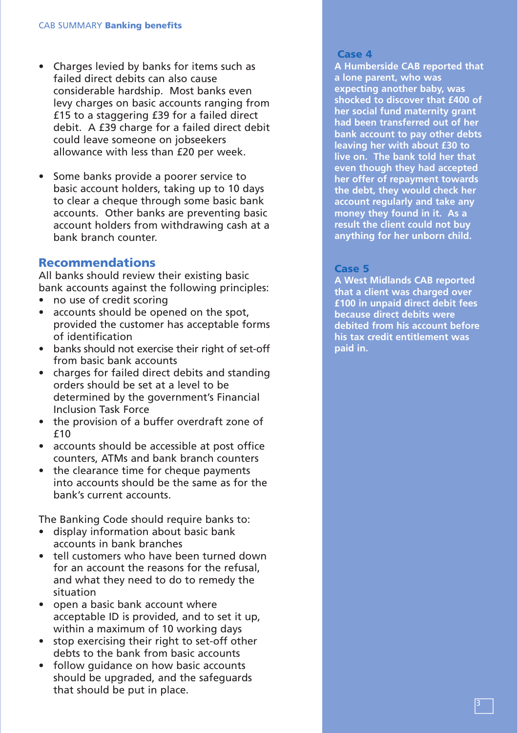- Charges levied by banks for items such as failed direct debits can also cause considerable hardship. Most banks even levy charges on basic accounts ranging from £15 to a staggering £39 for a failed direct debit. A £39 charge for a failed direct debit could leave someone on jobseekers allowance with less than £20 per week.

- Some banks provide a poorer service to basic account holders, taking up to 10 days to clear a cheque through some basic bank accounts. Other banks are preventing basic account holders from withdrawing cash at a bank branch counter.

## Recommendations

All banks should review their existing basic bank accounts against the following principles:

- no use of credit scoring
- accounts should be opened on the spot, provided the customer has acceptable forms of identification
- banks should not exercise their right of set-off from basic bank accounts
- charges for failed direct debits and standing orders should be set at a level to be determined by the government's Financial Inclusion Task Force
- the provision of a buffer overdraft zone of £10
- accounts should be accessible at post office counters, ATMs and bank branch counters
- the clearance time for cheque payments into accounts should be the same as for the bank's current accounts.

The Banking Code should require banks to:

- display information about basic bank accounts in bank branches
- tell customers who have been turned down for an account the reasons for the refusal, and what they need to do to remedy the situation
- open a basic bank account where acceptable ID is provided, and to set it up, within a maximum of 10 working days
- stop exercising their right to set-off other debts to the bank from basic accounts
- follow guidance on how basic accounts should be upgraded, and the safeguards that should be put in place.

### Case 4

**A Humberside CAB reported that a lone parent, who was expecting another baby, was shocked to discover that £400 of her social fund maternity grant had been transferred out of her bank account to pay other debts leaving her with about £30 to live on. The bank told her that even though they had accepted her offer of repayment towards the debt, they would check her account regularly and take any money they found in it. As a result the client could not buy anything for her unborn child.**

### Case 5

**A West Midlands CAB reported that a client was charged over £100 in unpaid direct debit fees because direct debits were debited from his account before his tax credit entitlement was paid in.**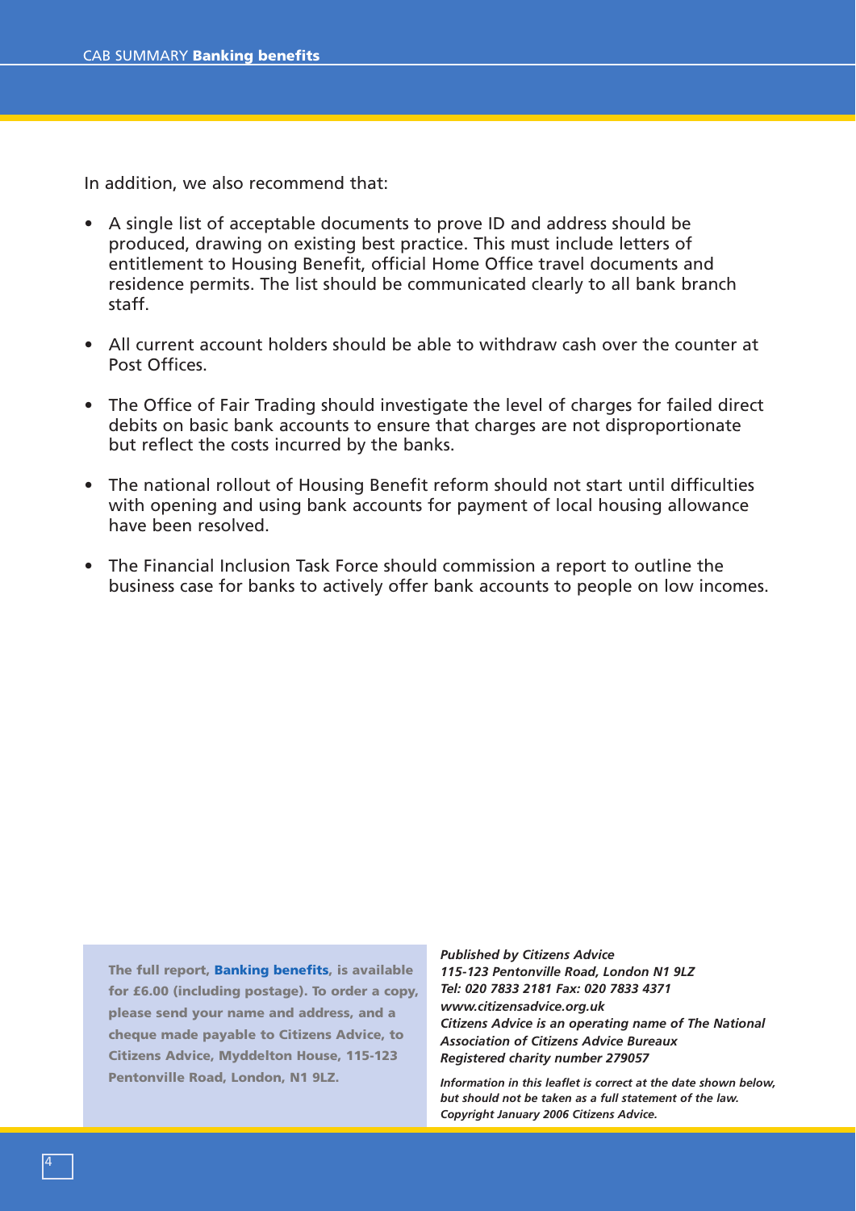In addition, we also recommend that:

- A single list of acceptable documents to prove ID and address should be produced, drawing on existing best practice. This must include letters of entitlement to Housing Benefit, official Home Office travel documents and residence permits. The list should be communicated clearly to all bank branch staff.
- All current account holders should be able to withdraw cash over the counter at Post Offices.
- The Office of Fair Trading should investigate the level of charges for failed direct debits on basic bank accounts to ensure that charges are not disproportionate but reflect the costs incurred by the banks.
- The national rollout of Housing Benefit reform should not start until difficulties with opening and using bank accounts for payment of local housing allowance have been resolved.
- The Financial Inclusion Task Force should commission a report to outline the business case for banks to actively offer bank accounts to people on low incomes.

**The full report, Banking benefits, is available for £6.00 (including postage). To order a copy, please send your name and address, and a cheque made payable to Citizens Advice, to Citizens Advice, Myddelton House, 115-123 Pentonville Road, London, N1 9LZ.**

*Published by Citizens Advice*
*115-123 Pentonville Road, London N1 9LZ*
*Tel: 020 7833 2181 Fax: 020 7833 4371*
*www.citizensadvice.org.uk*
*Citizens Advice is an operating name of The National Association of Citizens Advice Bureaux*
*Registered charity number 279057*

*Information in this leaflet is correct at the date shown below, but should not be taken as a full statement of the law.*
*Copyright January 2006 Citizens Advice.*